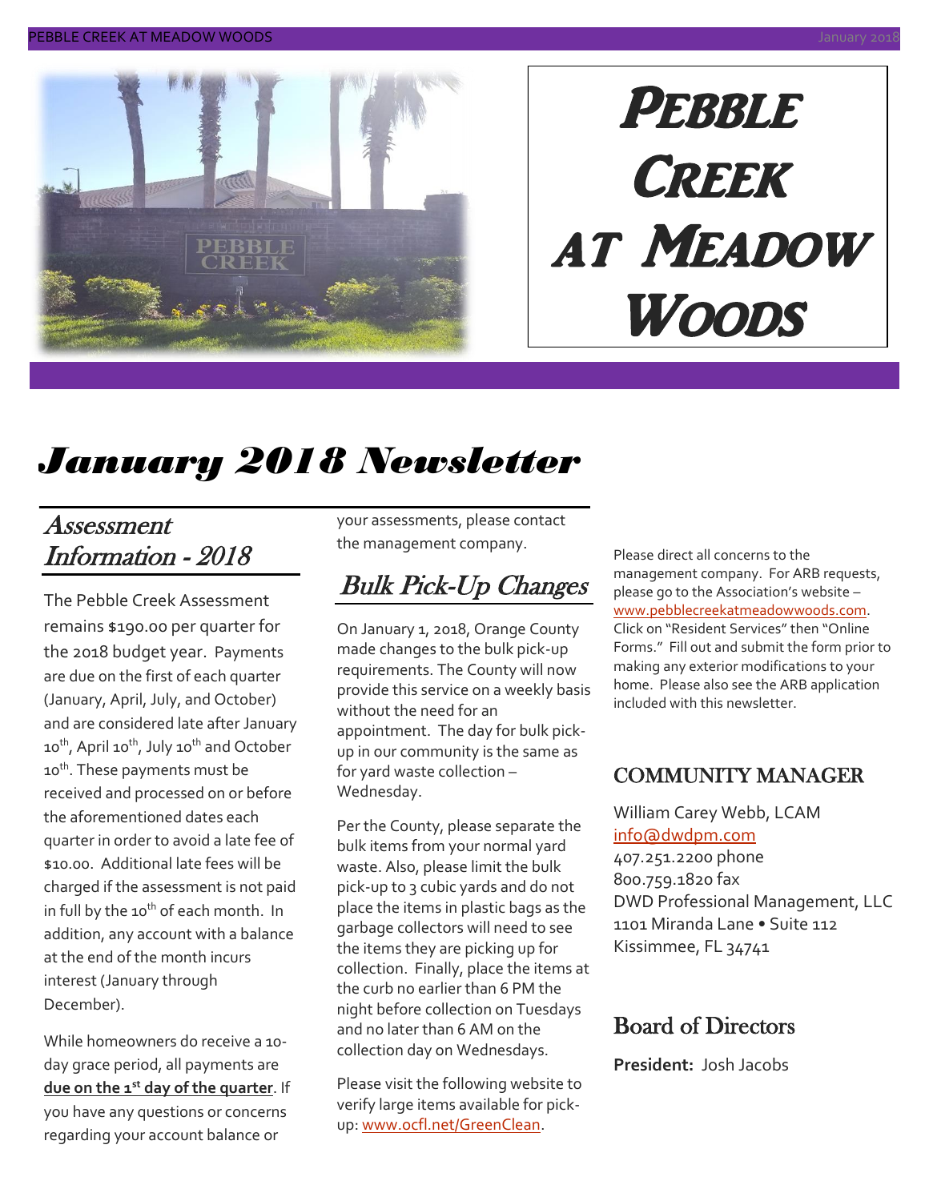# Pebble Creek at Meadow Woods

## *January 2018 Newsletter*

### *Assessment Information - 2018*

The Pebble Creek Assessment remains $190.00 per quarter for the 2018 budget year. Payments are due on the first of each quarter (January, April, July, and October) and are considered late after January 10th, April 10th, July 10th and October 10th. These payments must be received and processed on or before the aforementioned dates each quarter in order to avoid a late fee of $10.00. Additional late fees will be charged if the assessment is not paid in full by the 10th of each month. In addition, any account with a balance at the end of the month incurs interest (January through December).

While homeowners do receive a 10-day grace period, all payments are **due on the 1st day of the quarter**. If you have any questions or concerns regarding your account balance or your assessments, please contact the management company.

### *Bulk Pick-Up Changes*

On January 1, 2018, Orange County made changes to the bulk pick-up requirements. The County will now provide this service on a weekly basis without the need for an appointment. The day for bulk pick-up in our community is the same as for yard waste collection – Wednesday.

Per the County, please separate the bulk items from your normal yard waste. Also, please limit the bulk pick-up to 3 cubic yards and do not place the items in plastic bags as the garbage collectors will need to see the items they are picking up for collection. Finally, place the items at the curb no earlier than 6 PM the night before collection on Tuesdays and no later than 6 AM on the collection day on Wednesdays.

Please visit the following website to verify large items available for pick-up: www.ocfl.net/GreenClean.

Please direct all concerns to the management company. For ARB requests, please go to the Association's website – www.pebblecreekatmeadowwoods.com. Click on "Resident Services" then "Online Forms." Fill out and submit the form prior to making any exterior modifications to your home. Please also see the ARB application included with this newsletter.

### COMMUNITY MANAGER

William Carey Webb, LCAM
info@dwdpm.com
407.251.2200 phone
800.759.1820 fax
DWD Professional Management, LLC
1101 Miranda Lane • Suite 112
Kissimmee, FL 34741

### Board of Directors

**President:** Josh Jacobs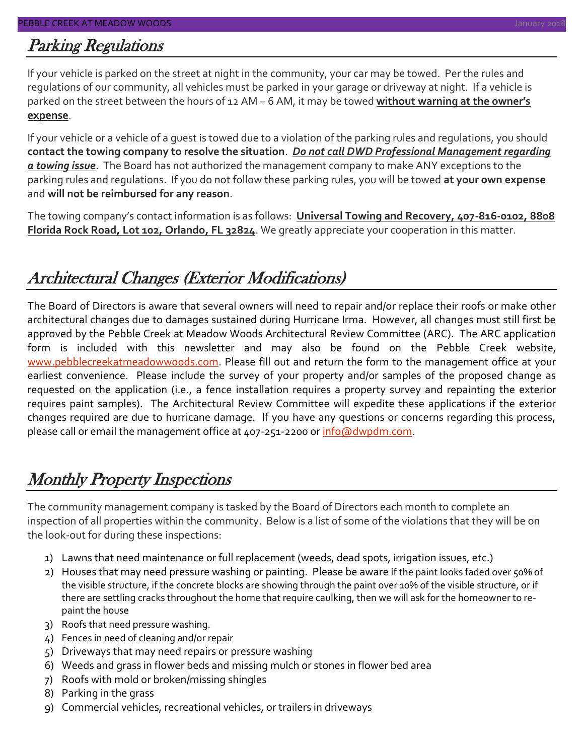## Parking Regulations

If your vehicle is parked on the street at night in the community, your car may be towed. Per the rules and regulations of our community, all vehicles must be parked in your garage or driveway at night. If a vehicle is parked on the street between the hours of 12 AM – 6 AM, it may be towed **without warning at the owner's expense**.

If your vehicle or a vehicle of a guest is towed due to a violation of the parking rules and regulations, you should **contact the towing company to resolve the situation**. ***Do not call DWD Professional Management regarding a towing issue***. The Board has not authorized the management company to make ANY exceptions to the parking rules and regulations. If you do not follow these parking rules, you will be towed **at your own expense** and **will not be reimbursed for any reason**.

The towing company's contact information is as follows: **Universal Towing and Recovery, 407-816-0102, 8808 Florida Rock Road, Lot 102, Orlando, FL 32824**. We greatly appreciate your cooperation in this matter.

## Architectural Changes (Exterior Modifications)

The Board of Directors is aware that several owners will need to repair and/or replace their roofs or make other architectural changes due to damages sustained during Hurricane Irma. However, all changes must still first be approved by the Pebble Creek at Meadow Woods Architectural Review Committee (ARC). The ARC application form is included with this newsletter and may also be found on the Pebble Creek website, www.pebblecreekatmeadowwoods.com. Please fill out and return the form to the management office at your earliest convenience. Please include the survey of your property and/or samples of the proposed change as requested on the application (i.e., a fence installation requires a property survey and repainting the exterior requires paint samples). The Architectural Review Committee will expedite these applications if the exterior changes required are due to hurricane damage. If you have any questions or concerns regarding this process, please call or email the management office at 407-251-2200 or info@dwpdm.com.

## Monthly Property Inspections

The community management company is tasked by the Board of Directors each month to complete an inspection of all properties within the community. Below is a list of some of the violations that they will be on the look-out for during these inspections:

1) Lawns that need maintenance or full replacement (weeds, dead spots, irrigation issues, etc.)
2) Houses that may need pressure washing or painting. Please be aware if the paint looks faded over 50% of the visible structure, if the concrete blocks are showing through the paint over 10% of the visible structure, or if there are settling cracks throughout the home that require caulking, then we will ask for the homeowner to re-paint the house
3) Roofs that need pressure washing.
4) Fences in need of cleaning and/or repair
5) Driveways that may need repairs or pressure washing
6) Weeds and grass in flower beds and missing mulch or stones in flower bed area
7) Roofs with mold or broken/missing shingles
8) Parking in the grass
9) Commercial vehicles, recreational vehicles, or trailers in driveways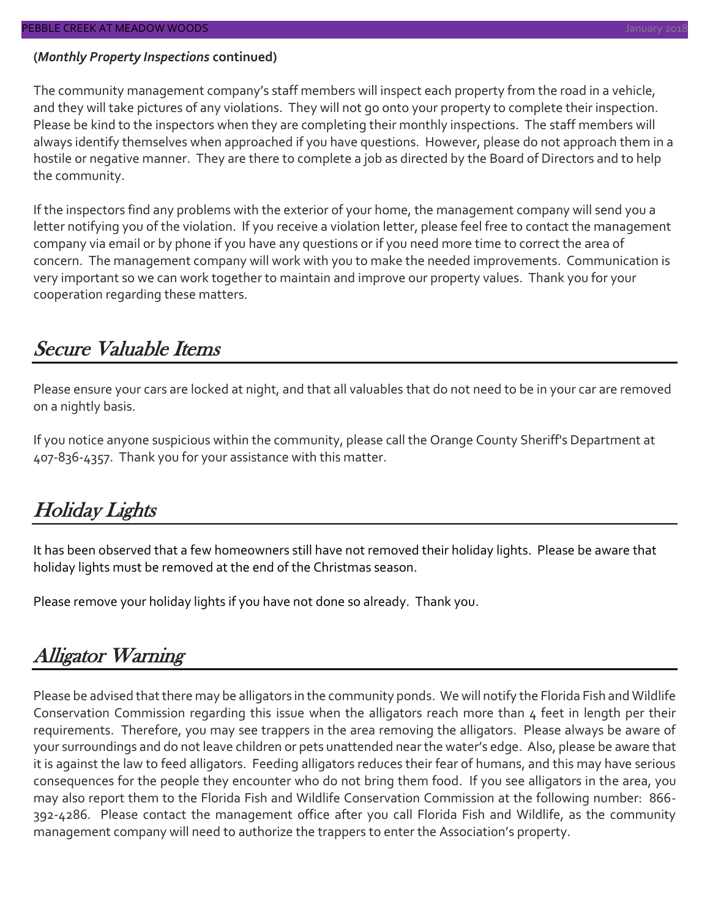**(*Monthly Property Inspections* continued)**

The community management company's staff members will inspect each property from the road in a vehicle, and they will take pictures of any violations. They will not go onto your property to complete their inspection. Please be kind to the inspectors when they are completing their monthly inspections. The staff members will always identify themselves when approached if you have questions. However, please do not approach them in a hostile or negative manner. They are there to complete a job as directed by the Board of Directors and to help the community.

If the inspectors find any problems with the exterior of your home, the management company will send you a letter notifying you of the violation. If you receive a violation letter, please feel free to contact the management company via email or by phone if you have any questions or if you need more time to correct the area of concern. The management company will work with you to make the needed improvements. Communication is very important so we can work together to maintain and improve our property values. Thank you for your cooperation regarding these matters.

## Secure Valuable Items

Please ensure your cars are locked at night, and that all valuables that do not need to be in your car are removed on a nightly basis.

If you notice anyone suspicious within the community, please call the Orange County Sheriff's Department at 407-836-4357. Thank you for your assistance with this matter.

## Holiday Lights

It has been observed that a few homeowners still have not removed their holiday lights. Please be aware that holiday lights must be removed at the end of the Christmas season.

Please remove your holiday lights if you have not done so already. Thank you.

## Alligator Warning

Please be advised that there may be alligators in the community ponds. We will notify the Florida Fish and Wildlife Conservation Commission regarding this issue when the alligators reach more than 4 feet in length per their requirements. Therefore, you may see trappers in the area removing the alligators. Please always be aware of your surroundings and do not leave children or pets unattended near the water's edge. Also, please be aware that it is against the law to feed alligators. Feeding alligators reduces their fear of humans, and this may have serious consequences for the people they encounter who do not bring them food. If you see alligators in the area, you may also report them to the Florida Fish and Wildlife Conservation Commission at the following number: 866-392-4286. Please contact the management office after you call Florida Fish and Wildlife, as the community management company will need to authorize the trappers to enter the Association's property.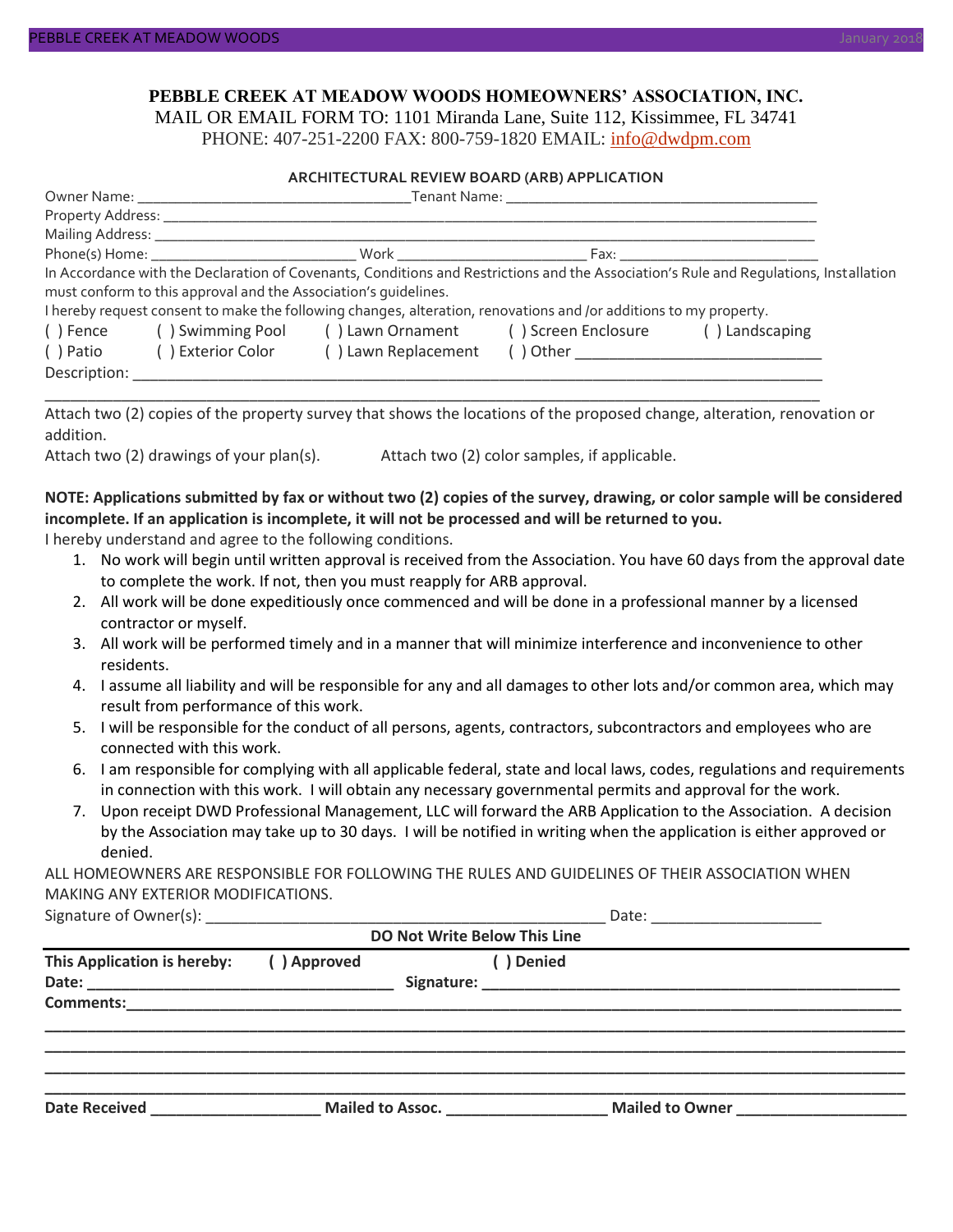**PEBBLE CREEK AT MEADOW WOODS HOMEOWNERS' ASSOCIATION, INC.**
MAIL OR EMAIL FORM TO: 1101 Miranda Lane, Suite 112, Kissimmee, FL 34741
PHONE: 407-251-2200 FAX: 800-759-1820 EMAIL: info@dwdpm.com

**ARCHITECTURAL REVIEW BOARD (ARB) APPLICATION**

Owner Name: ___________________________________Tenant Name: ________________________________________
Property Address: ______________________________________________________________________________
Mailing Address: _______________________________________________________________________________
Phone(s) Home: __________________________ Work _________________________ Fax: ________________________

In Accordance with the Declaration of Covenants, Conditions and Restrictions and the Association's Rule and Regulations, Installation must conform to this approval and the Association's guidelines.

I hereby request consent to make the following changes, alteration, renovations and /or additions to my property.

( ) Fence ( ) Swimming Pool ( ) Lawn Ornament ( ) Screen Enclosure ( ) Landscaping
( ) Patio ( ) Exterior Color ( ) Lawn Replacement ( ) Other ______________________________

Description: ________________________________________________________________________________
_____________________________________________________________________________________________

Attach two (2) copies of the property survey that shows the locations of the proposed change, alteration, renovation or addition.

Attach two (2) drawings of your plan(s). Attach two (2) color samples, if applicable.

**NOTE: Applications submitted by fax or without two (2) copies of the survey, drawing, or color sample will be considered incomplete. If an application is incomplete, it will not be processed and will be returned to you.**

I hereby understand and agree to the following conditions.

1. No work will begin until written approval is received from the Association. You have 60 days from the approval date to complete the work. If not, then you must reapply for ARB approval.
2. All work will be done expeditiously once commenced and will be done in a professional manner by a licensed contractor or myself.
3. All work will be performed timely and in a manner that will minimize interference and inconvenience to other residents.
4. I assume all liability and will be responsible for any and all damages to other lots and/or common area, which may result from performance of this work.
5. I will be responsible for the conduct of all persons, agents, contractors, subcontractors and employees who are connected with this work.
6. I am responsible for complying with all applicable federal, state and local laws, codes, regulations and requirements in connection with this work. I will obtain any necessary governmental permits and approval for the work.
7. Upon receipt DWD Professional Management, LLC will forward the ARB Application to the Association. A decision by the Association may take up to 30 days. I will be notified in writing when the application is either approved or denied.

ALL HOMEOWNERS ARE RESPONSIBLE FOR FOLLOWING THE RULES AND GUIDELINES OF THEIR ASSOCIATION WHEN MAKING ANY EXTERIOR MODIFICATIONS.

Signature of Owner(s): _________________________________________________ Date: ____________________

**DO Not Write Below This Line**

**This Application is hereby: ( ) Approved ( ) Denied**

**Date:** ____________________________________ **Signature:** ________________________________________________

**Comments:**______________________________________________________________________________________
_____________________________________________________________________________________________
_____________________________________________________________________________________________
_____________________________________________________________________________________________
_____________________________________________________________________________________________

**Date Received** ____________________ **Mailed to Assoc.** ___________________ **Mailed to Owner** ____________________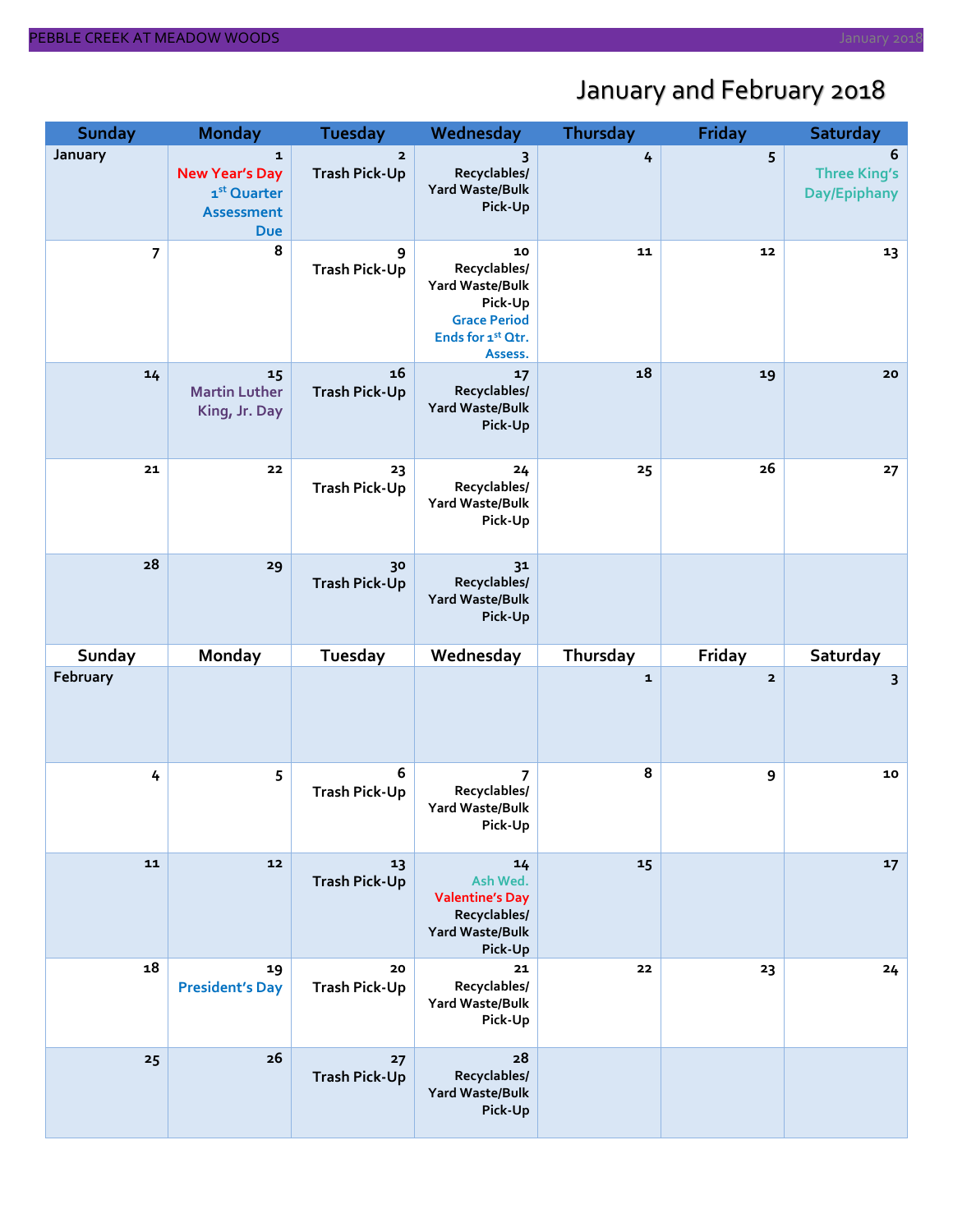# January and February 2018

| Sunday | Monday | Tuesday | Wednesday | Thursday | Friday | Saturday |
|---|---|---|---|---|---|---|
| January | 1 New Year's Day 1st Quarter Assessment Due | 2 Trash Pick-Up | 3 Recyclables/ Yard Waste/Bulk Pick-Up | 4 | 5 | 6 Three King's Day/Epiphany |
| 7 | 8 | 9 Trash Pick-Up | 10 Recyclables/ Yard Waste/Bulk Pick-Up Grace Period Ends for 1st Qtr. Assess. | 11 | 12 | 13 |
| 14 | 15 Martin Luther King, Jr. Day | 16 Trash Pick-Up | 17 Recyclables/ Yard Waste/Bulk Pick-Up | 18 | 19 | 20 |
| 21 | 22 | 23 Trash Pick-Up | 24 Recyclables/ Yard Waste/Bulk Pick-Up | 25 | 26 | 27 |
| 28 | 29 | 30 Trash Pick-Up | 31 Recyclables/ Yard Waste/Bulk Pick-Up | | | |

| Sunday | Monday | Tuesday | Wednesday | Thursday | Friday | Saturday |
|---|---|---|---|---|---|---|
| February | | | | 1 | 2 | 3 |
| 4 | 5 | 6 Trash Pick-Up | 7 Recyclables/ Yard Waste/Bulk Pick-Up | 8 | 9 | 10 |
| 11 | 12 | 13 Trash Pick-Up | 14 Ash Wed. Valentine's Day Recyclables/ Yard Waste/Bulk Pick-Up | 15 | | 17 |
| 18 | 19 President's Day | 20 Trash Pick-Up | 21 Recyclables/ Yard Waste/Bulk Pick-Up | 22 | 23 | 24 |
| 25 | 26 | 27 Trash Pick-Up | 28 Recyclables/ Yard Waste/Bulk Pick-Up | | | |